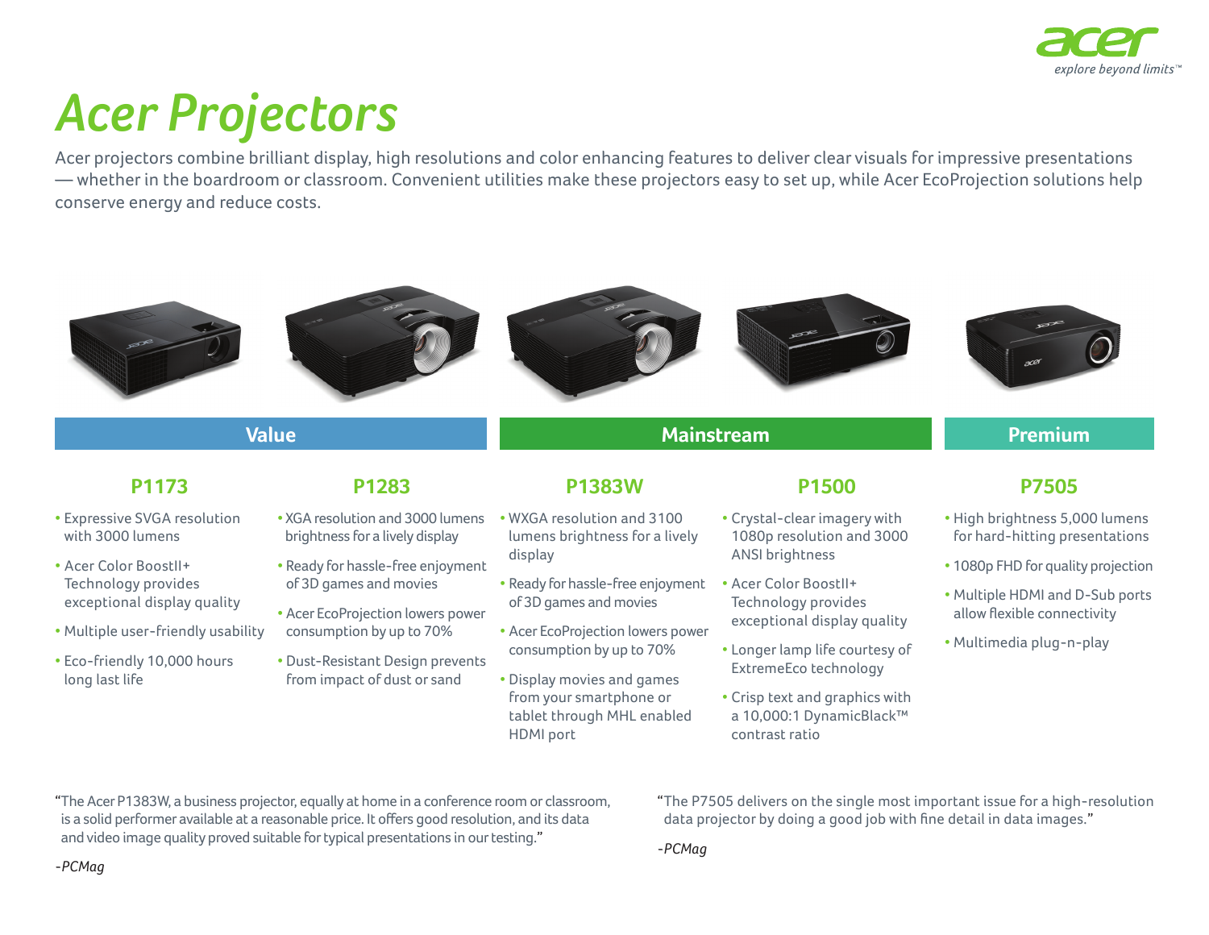acer
*explore beyond limits™*

# Acer Projectors

Acer projectors combine brilliant display, high resolutions and color enhancing features to deliver clear visuals for impressive presentations — whether in the boardroom or classroom. Convenient utilities make these projectors easy to set up, while Acer EcoProjection solutions help conserve energy and reduce costs.

## Value

### P1173

- Expressive SVGA resolution with 3000 lumens
- Acer Color BoostII+ Technology provides exceptional display quality
- Multiple user-friendly usability
- Eco-friendly 10,000 hours long last life

### P1283

- XGA resolution and 3000 lumens brightness for a lively display
- Ready for hassle-free enjoyment of 3D games and movies
- Acer EcoProjection lowers power consumption by up to 70%
- Dust-Resistant Design prevents from impact of dust or sand

## Mainstream

### P1383W

- WXGA resolution and 3100 lumens brightness for a lively display
- Ready for hassle-free enjoyment of 3D games and movies
- Acer EcoProjection lowers power consumption by up to 70%
- Display movies and games from your smartphone or tablet through MHL enabled HDMI port

### P1500

- Crystal-clear imagery with 1080p resolution and 3000 ANSI brightness
- Acer Color BoostII+ Technology provides exceptional display quality
- Longer lamp life courtesy of ExtremeEco technology
- Crisp text and graphics with a 10,000:1 DynamicBlack™ contrast ratio

## Premium

### P7505

- High brightness 5,000 lumens for hard-hitting presentations
- 1080p FHD for quality projection
- Multiple HDMI and D-Sub ports allow flexible connectivity
- Multimedia plug-n-play

"The Acer P1383W, a business projector, equally at home in a conference room or classroom, is a solid performer available at a reasonable price. It offers good resolution, and its data and video image quality proved suitable for typical presentations in our testing."

*-PCMag*

"The P7505 delivers on the single most important issue for a high-resolution data projector by doing a good job with fine detail in data images."

*-PCMag*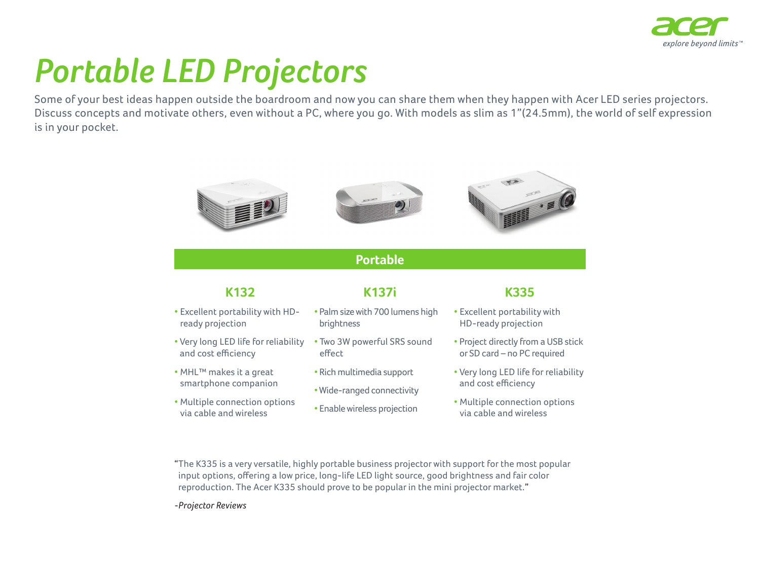# Portable LED Projectors

Some of your best ideas happen outside the boardroom and now you can share them when they happen with Acer LED series projectors. Discuss concepts and motivate others, even without a PC, where you go. With models as slim as 1"(24.5mm), the world of self expression is in your pocket.

## Portable

### K132

- Excellent portability with HD-ready projection
- Very long LED life for reliability and cost efficiency
- MHL™ makes it a great smartphone companion
- Multiple connection options via cable and wireless

### K137i

- Palm size with 700 lumens high brightness
- Two 3W powerful SRS sound effect
- Rich multimedia support
- Wide-ranged connectivity
- Enable wireless projection

### K335

- Excellent portability with HD-ready projection
- Project directly from a USB stick or SD card – no PC required
- Very long LED life for reliability and cost efficiency
- Multiple connection options via cable and wireless

"The K335 is a very versatile, highly portable business projector with support for the most popular input options, offering a low price, long-life LED light source, good brightness and fair color reproduction. The Acer K335 should prove to be popular in the mini projector market."

*-Projector Reviews*